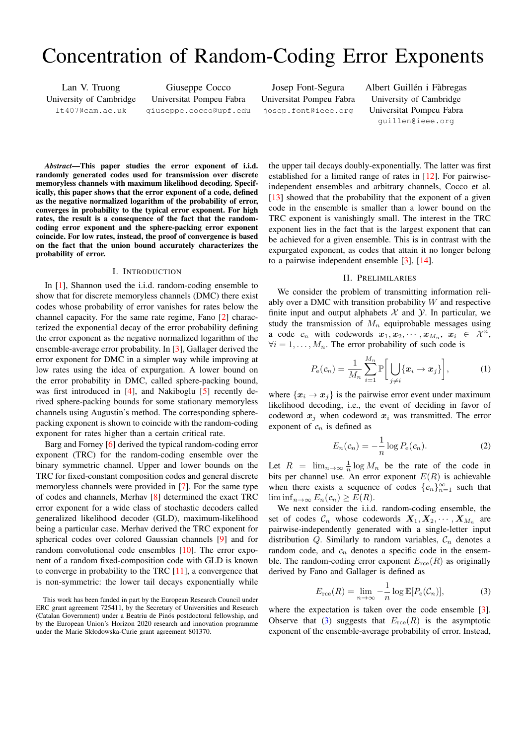# Concentration of Random-Coding Error Exponents

Lan V. Truong
University of Cambridge
lt407@cam.ac.uk

Giuseppe Cocco
Universitat Pompeu Fabra
giuseppe.cocco@upf.edu

Josep Font-Segura
Universitat Pompeu Fabra
josep.font@ieee.org

Albert Guillén i Fàbregas
University of Cambridge
Universitat Pompeu Fabra
guillen@ieee.org

***Abstract*—This paper studies the error exponent of i.i.d. randomly generated codes used for transmission over discrete memoryless channels with maximum likelihood decoding. Specifically, this paper shows that the error exponent of a code, defined as the negative normalized logarithm of the probability of error, converges in probability to the typical error exponent. For high rates, the result is a consequence of the fact that the random-coding error exponent and the sphere-packing error exponent coincide. For low rates, instead, the proof of convergence is based on the fact that the union bound accurately characterizes the probability of error.**

## I. Introduction

In [1], Shannon used the i.i.d. random-coding ensemble to show that for discrete memoryless channels (DMC) there exist codes whose probability of error vanishes for rates below the channel capacity. For the same rate regime, Fano [2] characterized the exponential decay of the error probability defining the error exponent as the negative normalized logarithm of the ensemble-average error probability. In [3], Gallager derived the error exponent for DMC in a simpler way while improving at low rates using the idea of expurgation. A lower bound on the error probability in DMC, called sphere-packing bound, was first introduced in [4], and Nakiboglu [5] recently derived sphere-packing bounds for some stationary memoryless channels using Augustin's method. The corresponding sphere-packing exponent is shown to coincide with the random-coding exponent for rates higher than a certain critical rate.

Barg and Forney [6] derived the typical random-coding error exponent (TRC) for the random-coding ensemble over the binary symmetric channel. Upper and lower bounds on the TRC for fixed-constant composition codes and general discrete memoryless channels were provided in [7]. For the same type of codes and channels, Merhav [8] determined the exact TRC error exponent for a wide class of stochastic decoders called generalized likelihood decoder (GLD), maximum-likelihood being a particular case. Merhav derived the TRC exponent for spherical codes over colored Gaussian channels [9] and for random convolutional code ensembles [10]. The error exponent of a random fixed-composition code with GLD is known to converge in probability to the TRC [11], a convergence that is non-symmetric: the lower tail decays exponentially while the upper tail decays doubly-exponentially. The latter was first established for a limited range of rates in [12]. For pairwise-independent ensembles and arbitrary channels, Cocco et al. [13] showed that the probability that the exponent of a given code in the ensemble is smaller than a lower bound on the TRC exponent is vanishingly small. The interest in the TRC exponent lies in the fact that is the largest exponent that can be achieved for a given ensemble. This is in contrast with the expurgated exponent, as codes that attain it no longer belong to a pairwise independent ensemble [3], [14].

This work has been funded in part by the European Research Council under ERC grant agreement 725411, by the Secretary of Universities and Research (Catalan Government) under a Beatriu de Pinós postdoctoral fellowship, and by the European Union's Horizon 2020 research and innovation programme under the Marie Skłodowska-Curie grant agreement 801370.

## II. Prelimilaries

We consider the problem of transmitting information reliably over a DMC with transition probability $W$ and respective finite input and output alphabets $\mathcal{X}$ and $\mathcal{Y}$. In particular, we study the transmission of $M_n$ equiprobable messages using a code $c_n$ with codewords $\boldsymbol{x}_1, \boldsymbol{x}_2, \cdots, \boldsymbol{x}_{M_n}$, $\boldsymbol{x}_i \in \mathcal{X}^n$, $\forall i = 1, \ldots, M_n$. The error probability of such code is

$$P_{\mathrm{e}}(c_n) = \frac{1}{M_n} \sum_{i=1}^{M_n} \mathbb{P}\bigg[ \bigcup_{j \neq i} \{\boldsymbol{x}_i \to \boldsymbol{x}_j\} \bigg], \tag{1}$$

where $\{\boldsymbol{x}_i \to \boldsymbol{x}_j\}$ is the pairwise error event under maximum likelihood decoding, i.e., the event of deciding in favor of codeword $\boldsymbol{x}_j$ when codeword $\boldsymbol{x}_i$ was transmitted. The error exponent of $c_n$ is defined as

$$E_n(c_n) = -\frac{1}{n} \log P_{\mathrm{e}}(c_n). \tag{2}$$

Let $R = \lim_{n\to\infty} \frac{1}{n} \log M_n$ be the rate of the code in bits per channel use. An error exponent $E(R)$ is achievable when there exists a sequence of codes $\{c_n\}_{n=1}^{\infty}$ such that $\liminf_{n\to\infty} E_n(c_n) \geq E(R)$.

We next consider the i.i.d. random-coding ensemble, the set of codes $\mathcal{C}_n$ whose codewords $\boldsymbol{X}_1, \boldsymbol{X}_2, \cdots, \boldsymbol{X}_{M_n}$ are pairwise-independently generated with a single-letter input distribution $Q$. Similarly to random variables, $\mathcal{C}_n$ denotes a random code, and $c_n$ denotes a specific code in the ensemble. The random-coding error exponent $E_{\mathrm{rce}}(R)$ as originally derived by Fano and Gallager is defined as

$$E_{\mathrm{rce}}(R) = \lim_{n\to\infty} -\frac{1}{n} \log \mathbb{E}[P_{\mathrm{e}}(\mathcal{C}_n)], \tag{3}$$

where the expectation is taken over the code ensemble [3]. Observe that (3) suggests that $E_{\mathrm{rce}}(R)$ is the asymptotic exponent of the ensemble-average probability of error. Instead,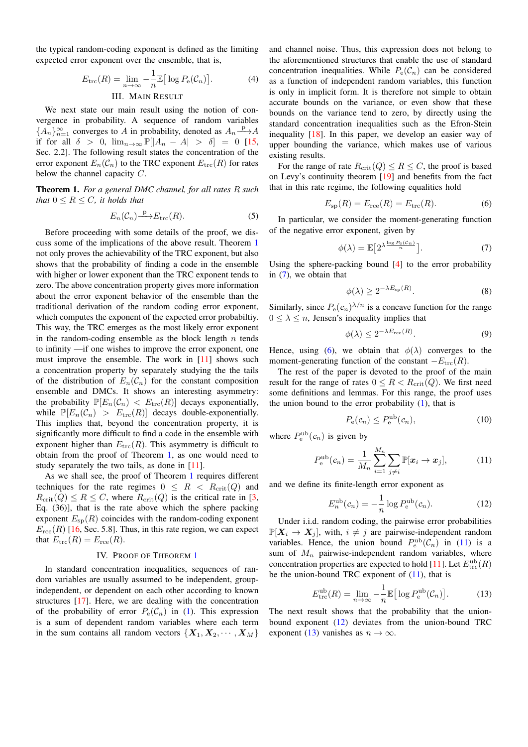the typical random-coding exponent is defined as the limiting expected error exponent over the ensemble, that is,

$$E_{\rm trc}(R) = \lim_{n\to\infty} -\frac{1}{n}\mathbb{E}\big[\log P_{\rm e}(\mathcal{C}_n)\big]. \tag{4}$$

## III. Main Result

We next state our main result using the notion of convergence in probability. A sequence of random variables $\{A_n\}_{n=1}^{\infty}$ converges to $A$ in probability, denoted as $A_n \xrightarrow{\rm p} A$ if for all $\delta > 0$, $\lim_{n\to\infty}\mathbb{P}[|A_n - A| > \delta] = 0$ [15, Sec. 2.2]. The following result states the concentration of the error exponent $E_n(\mathcal{C}_n)$ to the TRC exponent $E_{\rm trc}(R)$ for rates below the channel capacity $C$.

**Theorem 1.** *For a general DMC channel, for all rates $R$ such that $0 \le R \le C$, it holds that*

$$E_n(\mathcal{C}_n) \xrightarrow{\rm p} E_{\rm trc}(R). \tag{5}$$

Before proceeding with some details of the proof, we discuss some of the implications of the above result. Theorem 1 not only proves the achievability of the TRC exponent, but also shows that the probability of finding a code in the ensemble with higher or lower exponent than the TRC exponent tends to zero. The above concentration property gives more information about the error exponent behavior of the ensemble than the traditional derivation of the random coding error exponent, which computes the exponent of the expected error probabiltiy. This way, the TRC emerges as the most likely error exponent in the random-coding ensemble as the block length $n$ tends to infinity —if one wishes to improve the error exponent, one must improve the ensemble. The work in [11] shows such a concentration property by separately studying the the tails of the distribution of $E_n(\mathcal{C}_n)$ for the constant composition ensemble and DMCs. It shows an interesting asymmetry: the probability $\mathbb{P}[E_n(\mathcal{C}_n) < E_{\rm trc}(R)]$ decays exponentially, while $\mathbb{P}[E_n(\mathcal{C}_n) > E_{\rm trc}(R)]$ decays double-exponentially. This implies that, beyond the concentration property, it is significantly more difficult to find a code in the ensemble with exponent higher than $E_{\rm trc}(R)$. This asymmetry is difficult to obtain from the proof of Theorem 1, as one would need to study separately the two tails, as done in [11].

As we shall see, the proof of Theorem 1 requires different techniques for the rate regimes $0 \le R < R_{\rm crit}(Q)$ and $R_{\rm crit}(Q) \le R \le C$, where $R_{\rm crit}(Q)$ is the critical rate in [3, Eq. (36)], that is the rate above which the sphere packing exponent $E_{\rm sp}(R)$ coincides with the random-coding exponent $E_{\rm rce}(R)$ [16, Sec. 5.8]. Thus, in this rate region, we can expect that $E_{\rm trc}(R) = E_{\rm rce}(R)$.

## IV. Proof of Theorem 1

In standard concentration inequalities, sequences of random variables are usually assumed to be independent, group-independent, or dependent on each other according to known structures [17]. Here, we are dealing with the concentration of the probability of error $P_{\rm e}(\mathcal{C}_n)$ in (1). This expression is a sum of dependent random variables where each term in the sum contains all random vectors $\{\boldsymbol{X}_1, \boldsymbol{X}_2, \cdots, \boldsymbol{X}_M\}$ and channel noise. Thus, this expression does not belong to the aforementioned structures that enable the use of standard concentration inequalities. While $P_{\rm e}(\mathcal{C}_n)$ can be considered as a function of independent random variables, this function is only in implicit form. It is therefore not simple to obtain accurate bounds on the variance, or even show that these bounds on the variance tend to zero, by directly using the standard concentration inequalities such as the Efron-Stein inequality [18]. In this paper, we develop an easier way of upper bounding the variance, which makes use of various existing results.

For the range of rate $R_{\rm crit}(Q) \le R \le C$, the proof is based on Levy's continuity theorem [19] and benefits from the fact that in this rate regime, the following equalities hold

$$E_{\rm sp}(R) = E_{\rm rce}(R) = E_{\rm trc}(R). \tag{6}$$

In particular, we consider the moment-generating function of the negative error exponent, given by

$$\phi(\lambda) = \mathbb{E}\big[2^{\lambda \frac{\log P_{\rm e}(\mathcal{C}_n)}{n}}\big]. \tag{7}$$

Using the sphere-packing bound [4] to the error probability in (7), we obtain that

$$\phi(\lambda) \ge 2^{-\lambda E_{\rm sp}(R)}. \tag{8}$$

Similarly, since $P_{\rm e}(c_n)^{\lambda/n}$ is a concave function for the range $0 \le \lambda \le n$, Jensen's inequality implies that

$$\phi(\lambda) \le 2^{-\lambda E_{\rm rce}(R)}. \tag{9}$$

Hence, using (6), we obtain that $\phi(\lambda)$ converges to the moment-generating function of the constant $-E_{\rm trc}(R)$.

The rest of the paper is devoted to the proof of the main result for the range of rates $0 \le R < R_{\rm crit}(Q)$. We first need some definitions and lemmas. For this range, the proof uses the union bound to the error probability (1), that is

$$P_{\rm e}(c_n) \le P_{\rm e}^{\rm ub}(c_n), \tag{10}$$

where $P_{\rm e}^{\rm ub}(c_n)$ is given by

$$P_{\rm e}^{\rm ub}(c_n) = \frac{1}{M_n}\sum_{i=1}^{M_n}\sum_{j\ne i}\mathbb{P}[\boldsymbol{x}_i \to \boldsymbol{x}_j], \tag{11}$$

and we define its finite-length error exponent as

$$E_n^{\rm ub}(c_n) = -\frac{1}{n}\log P_{\rm e}^{\rm ub}(c_n). \tag{12}$$

Under i.i.d. random coding, the pairwise error probabilities $\mathbb{P}[\boldsymbol{X}_i \to \boldsymbol{X}_j]$, with, $i \ne j$ are pairwise-independent random variables. Hence, the union bound $P_e^{\rm ub}(\mathcal{C}_n)$ in (11) is a sum of $M_n$ pairwise-independent random variables, where concentration properties are expected to hold [11]. Let $E_{\rm trc}^{\rm ub}(R)$ be the union-bound TRC exponent of (11), that is

$$E_{\rm trc}^{\rm ub}(R) = \lim_{n\to\infty} -\frac{1}{n}\mathbb{E}\big[\log P_{\rm e}^{\rm ub}(\mathcal{C}_n)\big]. \tag{13}$$

The next result shows that the probability that the union-bound exponent (12) deviates from the union-bound TRC exponent (13) vanishes as $n \to \infty$.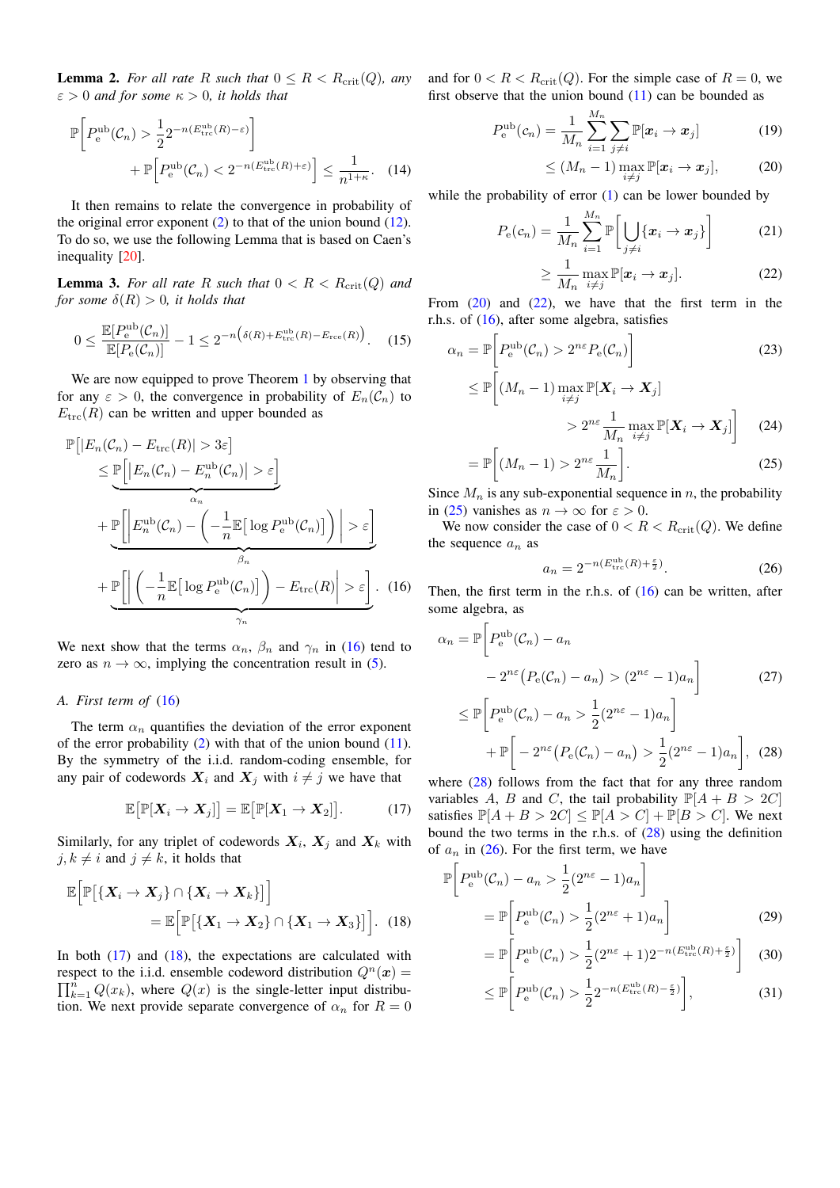**Lemma 2.** *For all rate $R$ such that $0 \le R < R_{\rm crit}(Q)$, any $\varepsilon > 0$ and for some $\kappa > 0$, it holds that*

$$\mathbb{P}\Big[P_{\rm e}^{\rm ub}(\mathcal{C}_n) > \frac{1}{2}2^{-n(E_{\rm trc}^{\rm ub}(R)-\varepsilon)}\Big] + \mathbb{P}\Big[P_{\rm e}^{\rm ub}(\mathcal{C}_n) < 2^{-n(E_{\rm trc}^{\rm ub}(R)+\varepsilon)}\Big] \le \frac{1}{n^{1+\kappa}}. \quad (14)$$

It then remains to relate the convergence in probability of the original error exponent (2) to that of the union bound (12). To do so, we use the following Lemma that is based on Caen's inequality [20].

**Lemma 3.** *For all rate $R$ such that $0 < R < R_{\rm crit}(Q)$ and for some $\delta(R) > 0$, it holds that*

$$0 \le \frac{\mathbb{E}[P_{\rm e}^{\rm ub}(\mathcal{C}_n)]}{\mathbb{E}[P_{\rm e}(\mathcal{C}_n)]} - 1 \le 2^{-n\left(\delta(R)+E_{\rm trc}^{\rm ub}(R)-E_{\rm rce}(R)\right)}. \quad (15)$$

We are now equipped to prove Theorem 1 by observing that for any $\varepsilon > 0$, the convergence in probability of $E_n(\mathcal{C}_n)$ to $E_{\rm trc}(R)$ can be written and upper bounded as

$$\begin{aligned}
&\mathbb{P}\big[|E_n(\mathcal{C}_n) - E_{\rm trc}(R)| > 3\varepsilon\big] \\
&\le \underbrace{\mathbb{P}\Big[\big|E_n(\mathcal{C}_n) - E_n^{\rm ub}(\mathcal{C}_n)\big| > \varepsilon\Big]}_{\alpha_n} \\
&+ \underbrace{\mathbb{P}\Big[\Big|E_n^{\rm ub}(\mathcal{C}_n) - \Big(-\frac{1}{n}\mathbb{E}\big[\log P_{\rm e}^{\rm ub}(\mathcal{C}_n)\big]\Big)\Big| > \varepsilon\Big]}_{\beta_n} \\
&+ \underbrace{\mathbb{P}\Big[\Big|\Big(-\frac{1}{n}\mathbb{E}\big[\log P_{\rm e}^{\rm ub}(\mathcal{C}_n)\big]\Big) - E_{\rm trc}(R)\Big| > \varepsilon\Big]}_{\gamma_n}. \quad (16)
\end{aligned}$$

We next show that the terms $\alpha_n$, $\beta_n$ and $\gamma_n$ in (16) tend to zero as $n \to \infty$, implying the concentration result in (5).

### A. First term of (16)

The term $\alpha_n$ quantifies the deviation of the error exponent of the error probability (2) with that of the union bound (11). By the symmetry of the i.i.d. random-coding ensemble, for any pair of codewords $\boldsymbol{X}_i$ and $\boldsymbol{X}_j$ with $i \ne j$ we have that

$$\mathbb{E}\big[\mathbb{P}[\boldsymbol{X}_i \to \boldsymbol{X}_j]\big] = \mathbb{E}\big[\mathbb{P}[\boldsymbol{X}_1 \to \boldsymbol{X}_2]\big]. \quad (17)$$

Similarly, for any triplet of codewords $\boldsymbol{X}_i$, $\boldsymbol{X}_j$ and $\boldsymbol{X}_k$ with $j, k \ne i$ and $j \ne k$, it holds that

$$\mathbb{E}\Big[\mathbb{P}\big[\{\boldsymbol{X}_i \to \boldsymbol{X}_j\} \cap \{\boldsymbol{X}_i \to \boldsymbol{X}_k\}\big]\Big] = \mathbb{E}\Big[\mathbb{P}\big[\{\boldsymbol{X}_1 \to \boldsymbol{X}_2\} \cap \{\boldsymbol{X}_1 \to \boldsymbol{X}_3\}\big]\Big]. \quad (18)$$

In both (17) and (18), the expectations are calculated with respect to the i.i.d. ensemble codeword distribution $Q^n(\boldsymbol{x}) = \prod_{k=1}^n Q(x_k)$, where $Q(x)$ is the single-letter input distribution. We next provide separate convergence of $\alpha_n$ for $R = 0$ and for $0 < R < R_{\rm crit}(Q)$. For the simple case of $R = 0$, we first observe that the union bound (11) can be bounded as

$$\begin{aligned}
P_{\rm e}^{\rm ub}(\mathcal{c}_n) &= \frac{1}{M_n}\sum_{i=1}^{M_n}\sum_{j\ne i}\mathbb{P}[\boldsymbol{x}_i \to \boldsymbol{x}_j] \quad (19)\\
&\le (M_n - 1)\max_{i\ne j}\mathbb{P}[\boldsymbol{x}_i \to \boldsymbol{x}_j], \quad (20)
\end{aligned}$$

while the probability of error (1) can be lower bounded by

$$\begin{aligned}
P_{\rm e}(\mathcal{c}_n) &= \frac{1}{M_n}\sum_{i=1}^{M_n}\mathbb{P}\Big[\bigcup_{j\ne i}\{\boldsymbol{x}_i \to \boldsymbol{x}_j\}\Big] \quad (21)\\
&\ge \frac{1}{M_n}\max_{i\ne j}\mathbb{P}[\boldsymbol{x}_i \to \boldsymbol{x}_j]. \quad (22)
\end{aligned}$$

From (20) and (22), we have that the first term in the r.h.s. of (16), after some algebra, satisfies

$$\begin{aligned}
\alpha_n &= \mathbb{P}\Big[P_{\rm e}^{\rm ub}(\mathcal{C}_n) > 2^{n\varepsilon}P_{\rm e}(\mathcal{C}_n)\Big] \quad (23)\\
&\le \mathbb{P}\Big[(M_n - 1)\max_{i\ne j}\mathbb{P}[\boldsymbol{X}_i \to \boldsymbol{X}_j] > 2^{n\varepsilon}\frac{1}{M_n}\max_{i\ne j}\mathbb{P}[\boldsymbol{X}_i \to \boldsymbol{X}_j]\Big] \quad (24)\\
&= \mathbb{P}\Big[(M_n - 1) > 2^{n\varepsilon}\frac{1}{M_n}\Big]. \quad (25)
\end{aligned}$$

Since $M_n$ is any sub-exponential sequence in $n$, the probability in (25) vanishes as $n \to \infty$ for $\varepsilon > 0$.

We now consider the case of $0 < R < R_{\rm crit}(Q)$. We define the sequence $a_n$ as

$$a_n = 2^{-n(E_{\rm trc}^{\rm ub}(R)+\frac{\varepsilon}{2})}. \quad (26)$$

Then, the first term in the r.h.s. of (16) can be written, after some algebra, as

$$\begin{aligned}
\alpha_n &= \mathbb{P}\Big[P_{\rm e}^{\rm ub}(\mathcal{C}_n) - a_n - 2^{n\varepsilon}\big(P_{\rm e}(\mathcal{C}_n) - a_n\big) > (2^{n\varepsilon} - 1)a_n\Big] \quad (27)\\
&\le \mathbb{P}\Big[P_{\rm e}^{\rm ub}(\mathcal{C}_n) - a_n > \frac{1}{2}(2^{n\varepsilon} - 1)a_n\Big] \\
&\quad + \mathbb{P}\Big[-2^{n\varepsilon}\big(P_{\rm e}(\mathcal{C}_n) - a_n\big) > \frac{1}{2}(2^{n\varepsilon} - 1)a_n\Big], \quad (28)
\end{aligned}$$

where (28) follows from the fact that for any three random variables $A$, $B$ and $C$, the tail probability $\mathbb{P}[A + B > 2C]$ satisfies $\mathbb{P}[A + B > 2C] \le \mathbb{P}[A > C] + \mathbb{P}[B > C]$. We next bound the two terms in the r.h.s. of (28) using the definition of $a_n$ in (26). For the first term, we have

$$\begin{aligned}
&\mathbb{P}\Big[P_{\rm e}^{\rm ub}(\mathcal{C}_n) - a_n > \frac{1}{2}(2^{n\varepsilon} - 1)a_n\Big] \\
&= \mathbb{P}\Big[P_{\rm e}^{\rm ub}(\mathcal{C}_n) > \frac{1}{2}(2^{n\varepsilon} + 1)a_n\Big] \quad (29)\\
&= \mathbb{P}\Big[P_{\rm e}^{\rm ub}(\mathcal{C}_n) > \frac{1}{2}(2^{n\varepsilon} + 1)2^{-n(E_{\rm trc}^{\rm ub}(R)+\frac{\varepsilon}{2})}\Big] \quad (30)\\
&\le \mathbb{P}\Big[P_{\rm e}^{\rm ub}(\mathcal{C}_n) > \frac{1}{2}2^{-n(E_{\rm trc}^{\rm ub}(R)-\frac{\varepsilon}{2})}\Big], \quad (31)
\end{aligned}$$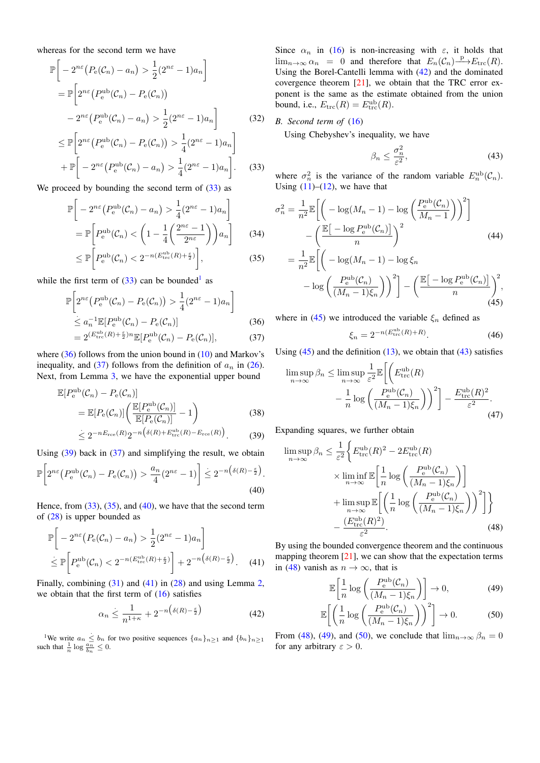whereas for the second term we have

$$
\begin{aligned}
&\mathbb{P}\Big[-2^{n\varepsilon}\big(P_{\mathrm{e}}(\mathcal{C}_n)-a_n\big)>\frac{1}{2}(2^{n\varepsilon}-1)a_n\Big]\\
&=\mathbb{P}\Big[2^{n\varepsilon}\big(P_{\mathrm{e}}^{\mathrm{ub}}(\mathcal{C}_n)-P_{\mathrm{e}}(\mathcal{C}_n)\big)\\
&\qquad-2^{n\varepsilon}\big(P_{\mathrm{e}}^{\mathrm{ub}}(\mathcal{C}_n)-a_n\big)>\frac{1}{2}(2^{n\varepsilon}-1)a_n\Big] \qquad (32)\\
&\le\mathbb{P}\Big[2^{n\varepsilon}\big(P_{\mathrm{e}}^{\mathrm{ub}}(\mathcal{C}_n)-P_{\mathrm{e}}(\mathcal{C}_n)\big)>\frac{1}{4}(2^{n\varepsilon}-1)a_n\Big]\\
&\quad+\mathbb{P}\Big[-2^{n\varepsilon}\big(P_{\mathrm{e}}^{\mathrm{ub}}(\mathcal{C}_n)-a_n\big)>\frac{1}{4}(2^{n\varepsilon}-1)a_n\Big]. \qquad (33)
\end{aligned}
$$

We proceed by bounding the second term of (33) as

$$
\begin{aligned}
&\mathbb{P}\Big[-2^{n\varepsilon}\big(P_{\mathrm{e}}^{\mathrm{ub}}(\mathcal{C}_n)-a_n\big)>\frac{1}{4}(2^{n\varepsilon}-1)a_n\Big]\\
&=\mathbb{P}\Big[P_{\mathrm{e}}^{\mathrm{ub}}(\mathcal{C}_n)<\Big(1-\frac{1}{4}\Big(\frac{2^{n\varepsilon}-1}{2^{n\varepsilon}}\Big)\Big)a_n\Big] \qquad (34)\\
&\le\mathbb{P}\Big[P_{\mathrm{e}}^{\mathrm{ub}}(\mathcal{C}_n)<2^{-n(E_{\mathrm{trc}}^{\mathrm{ub}}(R)+\frac{\varepsilon}{2})}\Big], \qquad (35)
\end{aligned}
$$

while the first term of (33) can be bounded[1] as

$$
\begin{aligned}
&\mathbb{P}\Big[2^{n\varepsilon}\big(P_{\mathrm{e}}^{\mathrm{ub}}(\mathcal{C}_n)-P_{\mathrm{e}}(\mathcal{C}_n)\big)>\frac{1}{4}(2^{n\varepsilon}-1)a_n\Big]\\
&\quad\dot{\le}\; a_n^{-1}\mathbb{E}[P_{\mathrm{e}}^{\mathrm{ub}}(\mathcal{C}_n)-P_{\mathrm{e}}(\mathcal{C}_n)] \qquad (36)\\
&\quad=2^{(E_{\mathrm{trc}}^{\mathrm{ub}}(R)+\frac{\varepsilon}{2})n}\mathbb{E}[P_{\mathrm{e}}^{\mathrm{ub}}(\mathcal{C}_n)-P_{\mathrm{e}}(\mathcal{C}_n)], \qquad (37)
\end{aligned}
$$

where (36) follows from the union bound in (10) and Markov's inequality, and (37) follows from the definition of $a_n$ in (26). Next, from Lemma 3, we have the exponential upper bound

$$
\begin{aligned}
&\mathbb{E}[P_{\mathrm{e}}^{\mathrm{ub}}(\mathcal{C}_n)-P_{\mathrm{e}}(\mathcal{C}_n)]\\
&\qquad=\mathbb{E}[P_{\mathrm{e}}(\mathcal{C}_n)]\Big(\frac{\mathbb{E}[P_{\mathrm{e}}^{\mathrm{ub}}(\mathcal{C}_n)]}{\mathbb{E}[P_{\mathrm{e}}(\mathcal{C}_n)]}-1\Big) \qquad (38)\\
&\qquad\dot{\le}\;2^{-nE_{\mathrm{rce}}(R)}2^{-n\big(\delta(R)+E_{\mathrm{trc}}^{\mathrm{ub}}(R)-E_{\mathrm{rce}}(R)\big)}. \qquad (39)
\end{aligned}
$$

Using (39) back in (37) and simplifying the result, we obtain

$$
\mathbb{P}\Big[2^{n\varepsilon}\big(P_{\mathrm{e}}^{\mathrm{ub}}(\mathcal{C}_n)-P_{\mathrm{e}}(\mathcal{C}_n)\big)>\frac{a_n}{4}(2^{n\varepsilon}-1)\Big]\;\dot{\le}\;2^{-n\big(\delta(R)-\frac{\varepsilon}{2}\big)}. \qquad (40)
$$

Hence, from (33), (35), and (40), we have that the second term of (28) is upper bounded as

$$
\begin{aligned}
&\mathbb{P}\Big[-2^{n\varepsilon}\big(P_{\mathrm{e}}(\mathcal{C}_n)-a_n\big)>\frac{1}{2}(2^{n\varepsilon}-1)a_n\Big]\\
&\;\dot{\le}\;\mathbb{P}\Big[P_{\mathrm{e}}^{\mathrm{ub}}(\mathcal{C}_n)<2^{-n(E_{\mathrm{trc}}^{\mathrm{ub}}(R)+\frac{\varepsilon}{2})}\Big]+2^{-n\big(\delta(R)-\frac{\varepsilon}{2}\big)}. \qquad (41)
\end{aligned}
$$

Finally, combining (31) and (41) in (28) and using Lemma 2, we obtain that the first term of (16) satisfies

$$
\alpha_n\;\dot{\le}\;\frac{1}{n^{1+\kappa}}+2^{-n\big(\delta(R)-\frac{\varepsilon}{2}\big)} \qquad (42)
$$

[1] We write $a_n \dot{\le} b_n$ for two positive sequences $\{a_n\}_{n\ge1}$ and $\{b_n\}_{n\ge1}$ such that $\frac{1}{n}\log\frac{a_n}{b_n}\le 0$.

Since $\alpha_n$ in (16) is non-increasing with $\varepsilon$, it holds that $\lim_{n\to\infty}\alpha_n=0$ and therefore that $E_n(\mathcal{C}_n)\xrightarrow{\mathrm{p}}E_{\mathrm{trc}}(R)$. Using the Borel-Cantelli lemma with (42) and the dominated covergence theorem [21], we obtain that the TRC error exponent is the same as the estimate obtained from the union bound, i.e., $E_{\mathrm{trc}}(R)=E_{\mathrm{trc}}^{\mathrm{ub}}(R)$.

## B. Second term of (16)

Using Chebyshev's inequality, we have

$$
\beta_n\le\frac{\sigma_n^2}{\varepsilon^2}, \qquad (43)
$$

where $\sigma_n^2$ is the variance of the random variable $E_n^{\mathrm{ub}}(\mathcal{C}_n)$. Using (11)–(12), we have that

$$
\begin{aligned}
\sigma_n^2&=\frac{1}{n^2}\mathbb{E}\Big[\Big(-\log(M_n-1)-\log\Big(\frac{P_{\mathrm{e}}^{\mathrm{ub}}(\mathcal{C}_n)}{M_n-1}\Big)\Big)^2\Big]\\
&\quad-\Big(\frac{\mathbb{E}\big[-\log P_{\mathrm{e}}^{\mathrm{ub}}(\mathcal{C}_n)\big]}{n}\Big)^2 \qquad (44)\\
&=\frac{1}{n^2}\mathbb{E}\Big[\Big(-\log(M_n-1)-\log\xi_n\\
&\quad-\log\Big(\frac{P_{\mathrm{e}}^{\mathrm{ub}}(\mathcal{C}_n)}{(M_n-1)\xi_n}\Big)\Big)^2\Big]-\Big(\frac{\mathbb{E}\big[-\log P_{\mathrm{e}}^{\mathrm{ub}}(\mathcal{C}_n)\big]}{n}\Big)^2, \qquad (45)
\end{aligned}
$$

where in (45) we introduced the variable $\xi_n$ defined as

$$
\xi_n=2^{-n(E_{\mathrm{trc}}^{\mathrm{ub}}(R)+R)}. \qquad (46)
$$

Using (45) and the definition (13), we obtain that (43) satisfies

$$
\begin{aligned}
\limsup_{n\to\infty}\beta_n&\le\limsup_{n\to\infty}\frac{1}{\varepsilon^2}\mathbb{E}\Big[\Big(E_{\mathrm{trc}}^{\mathrm{ub}}(R)\\
&\quad-\frac{1}{n}\log\Big(\frac{P_{\mathrm{e}}^{\mathrm{ub}}(\mathcal{C}_n)}{(M_n-1)\xi_n}\Big)\Big)^2\Big]-\frac{E_{\mathrm{trc}}^{\mathrm{ub}}(R)^2}{\varepsilon^2}. \qquad (47)
\end{aligned}
$$

Expanding squares, we further obtain

$$
\begin{aligned}
\limsup_{n\to\infty}\beta_n&\le\frac{1}{\varepsilon^2}\Big\{E_{\mathrm{trc}}^{\mathrm{ub}}(R)^2-2E_{\mathrm{trc}}^{\mathrm{ub}}(R)\\
&\quad\times\liminf_{n\to\infty}\mathbb{E}\Big[\frac{1}{n}\log\Big(\frac{P_{\mathrm{e}}^{\mathrm{ub}}(\mathcal{C}_n)}{(M_n-1)\xi_n}\Big)\Big]\\
&\quad+\limsup_{n\to\infty}\mathbb{E}\Big[\Big(\frac{1}{n}\log\Big(\frac{P_{\mathrm{e}}^{\mathrm{ub}}(\mathcal{C}_n)}{(M_n-1)\xi_n}\Big)\Big)^2\Big]\Big\}\\
&\quad-\frac{(E_{\mathrm{trc}}^{\mathrm{ub}}(R)^2)}{\varepsilon^2}. \qquad (48)
\end{aligned}
$$

By using the bounded convergence theorem and the continuous mapping theorem [21], we can show that the expectation terms in (48) vanish as $n\to\infty$, that is

$$
\mathbb{E}\Big[\frac{1}{n}\log\Big(\frac{P_{\mathrm{e}}^{\mathrm{ub}}(\mathcal{C}_n)}{(M_n-1)\xi_n}\Big)\Big]\to0, \qquad (49)
$$

$$
\mathbb{E}\Big[\Big(\frac{1}{n}\log\Big(\frac{P_{\mathrm{e}}^{\mathrm{ub}}(\mathcal{C}_n)}{(M_n-1)\xi_n}\Big)\Big)^2\Big]\to0. \qquad (50)
$$

From (48), (49), and (50), we conclude that $\lim_{n\to\infty}\beta_n=0$ for any arbitrary $\varepsilon>0$.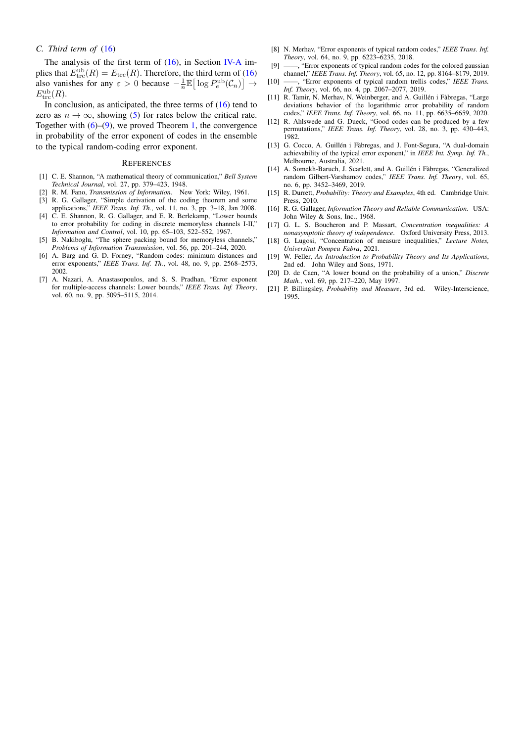### C. Third term of (16)

The analysis of the first term of (16), in Section IV-A implies that $E_{\mathrm{trc}}^{\mathrm{ub}}(R) = E_{\mathrm{trc}}(R)$. Therefore, the third term of (16) also vanishes for any $\varepsilon > 0$ because $-\frac{1}{n}\mathbb{E}\big[\log P_e^{\mathrm{ub}}(\mathcal{C}_n)\big] \to E_{\mathrm{trc}}^{\mathrm{ub}}(R)$.

In conclusion, as anticipated, the three terms of (16) tend to zero as $n \to \infty$, showing (5) for rates below the critical rate. Together with (6)–(9), we proved Theorem 1, the convergence in probability of the error exponent of codes in the ensemble to the typical random-coding error exponent.

## References

[1] C. E. Shannon, "A mathematical theory of communication," *Bell System Technical Journal*, vol. 27, pp. 379–423, 1948.

[2] R. M. Fano, *Transmission of Information*. New York: Wiley, 1961.

[3] R. G. Gallager, "Simple derivation of the coding theorem and some applications," *IEEE Trans. Inf. Th.*, vol. 11, no. 3, pp. 3–18, Jan 2008.

[4] C. E. Shannon, R. G. Gallager, and E. R. Berlekamp, "Lower bounds to error probability for coding in discrete memoryless channels I-II," *Information and Control*, vol. 10, pp. 65–103, 522–552, 1967.

[5] B. Nakiboglu, "The sphere packing bound for memoryless channels," *Problems of Information Transmission*, vol. 56, pp. 201–244, 2020.

[6] A. Barg and G. D. Forney, "Random codes: minimum distances and error exponents," *IEEE Trans. Inf. Th.*, vol. 48, no. 9, pp. 2568–2573, 2002.

[7] A. Nazari, A. Anastasopoulos, and S. S. Pradhan, "Error exponent for multiple-access channels: Lower bounds," *IEEE Trans. Inf. Theory*, vol. 60, no. 9, pp. 5095–5115, 2014.

[8] N. Merhav, "Error exponents of typical random codes," *IEEE Trans. Inf. Theory*, vol. 64, no. 9, pp. 6223–6235, 2018.

[9] ——, "Error exponents of typical random codes for the colored gaussian channel," *IEEE Trans. Inf. Theory*, vol. 65, no. 12, pp. 8164–8179, 2019.

[10] ——, "Error exponents of typical random trellis codes," *IEEE Trans. Inf. Theory*, vol. 66, no. 4, pp. 2067–2077, 2019.

[11] R. Tamir, N. Merhav, N. Weinberger, and A. Guillén i Fàbregas, "Large deviations behavior of the logarithmic error probability of random codes," *IEEE Trans. Inf. Theory*, vol. 66, no. 11, pp. 6635–6659, 2020.

[12] R. Ahlswede and G. Dueck, "Good codes can be produced by a few permutations," *IEEE Trans. Inf. Theory*, vol. 28, no. 3, pp. 430–443, 1982.

[13] G. Cocco, A. Guillén i Fàbregas, and J. Font-Segura, "A dual-domain achievability of the typical error exponent," in *IEEE Int. Symp. Inf. Th.*, Melbourne, Australia, 2021.

[14] A. Somekh-Baruch, J. Scarlett, and A. Guillén i Fàbregas, "Generalized random Gilbert-Varshamov codes," *IEEE Trans. Inf. Theory*, vol. 65, no. 6, pp. 3452–3469, 2019.

[15] R. Durrett, *Probability: Theory and Examples*, 4th ed. Cambridge Univ. Press, 2010.

[16] R. G. Gallager, *Information Theory and Reliable Communication*. USA: John Wiley & Sons, Inc., 1968.

[17] G. L. S. Boucheron and P. Massart, *Concentration inequalities: A nonasymptotic theory of independence*. Oxford University Press, 2013.

[18] G. Lugosi, "Concentration of measure inequalities," *Lecture Notes, Universitat Pompeu Fabra*, 2021.

[19] W. Feller, *An Introduction to Probability Theory and Its Applications*, 2nd ed. John Wiley and Sons, 1971.

[20] D. de Caen, "A lower bound on the probability of a union," *Discrete Math.*, vol. 69, pp. 217–220, May 1997.

[21] P. Billingsley, *Probability and Measure*, 3rd ed. Wiley-Interscience, 1995.